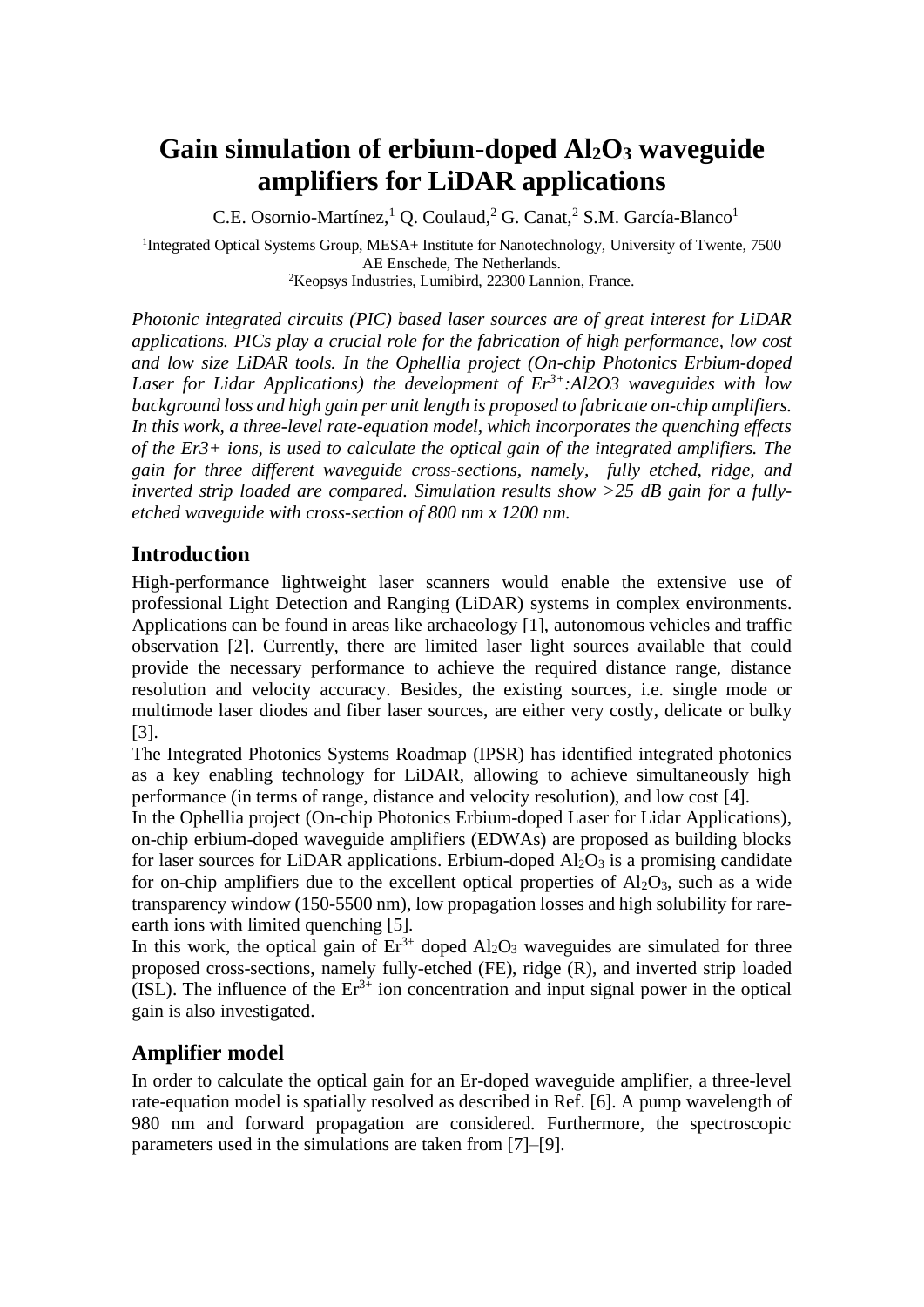# Gain simulation of erbium-doped $Al_2O_3$ waveguide amplifiers for LiDAR applications

C.E. Osornio-Martínez,[1] Q. Coulaud,[2] G. Canat,[2] S.M. García-Blanco[1]

[1]Integrated Optical Systems Group, MESA+ Institute for Nanotechnology, University of Twente, 7500 AE Enschede, The Netherlands.
[2]Keopsys Industries, Lumibird, 22300 Lannion, France.

*Photonic integrated circuits (PIC) based laser sources are of great interest for LiDAR applications. PICs play a crucial role for the fabrication of high performance, low cost and low size LiDAR tools. In the Ophellia project (On-chip Photonics Erbium-doped Laser for Lidar Applications) the development of $Er^{3+}$:Al2O3 waveguides with low background loss and high gain per unit length is proposed to fabricate on-chip amplifiers. In this work, a three-level rate-equation model, which incorporates the quenching effects of the Er3+ ions, is used to calculate the optical gain of the integrated amplifiers. The gain for three different waveguide cross-sections, namely, fully etched, ridge, and inverted strip loaded are compared. Simulation results show >25 dB gain for a fully-etched waveguide with cross-section of 800 nm x 1200 nm.*

## Introduction

High-performance lightweight laser scanners would enable the extensive use of professional Light Detection and Ranging (LiDAR) systems in complex environments. Applications can be found in areas like archaeology [1], autonomous vehicles and traffic observation [2]. Currently, there are limited laser light sources available that could provide the necessary performance to achieve the required distance range, distance resolution and velocity accuracy. Besides, the existing sources, i.e. single mode or multimode laser diodes and fiber laser sources, are either very costly, delicate or bulky [3].

The Integrated Photonics Systems Roadmap (IPSR) has identified integrated photonics as a key enabling technology for LiDAR, allowing to achieve simultaneously high performance (in terms of range, distance and velocity resolution), and low cost [4].

In the Ophellia project (On-chip Photonics Erbium-doped Laser for Lidar Applications), on-chip erbium-doped waveguide amplifiers (EDWAs) are proposed as building blocks for laser sources for LiDAR applications. Erbium-doped $Al_2O_3$ is a promising candidate for on-chip amplifiers due to the excellent optical properties of $Al_2O_3$, such as a wide transparency window (150-5500 nm), low propagation losses and high solubility for rare-earth ions with limited quenching [5].

In this work, the optical gain of $Er^{3+}$ doped $Al_2O_3$ waveguides are simulated for three proposed cross-sections, namely fully-etched (FE), ridge (R), and inverted strip loaded (ISL). The influence of the $Er^{3+}$ ion concentration and input signal power in the optical gain is also investigated.

## Amplifier model

In order to calculate the optical gain for an Er-doped waveguide amplifier, a three-level rate-equation model is spatially resolved as described in Ref. [6]. A pump wavelength of 980 nm and forward propagation are considered. Furthermore, the spectroscopic parameters used in the simulations are taken from [7]–[9].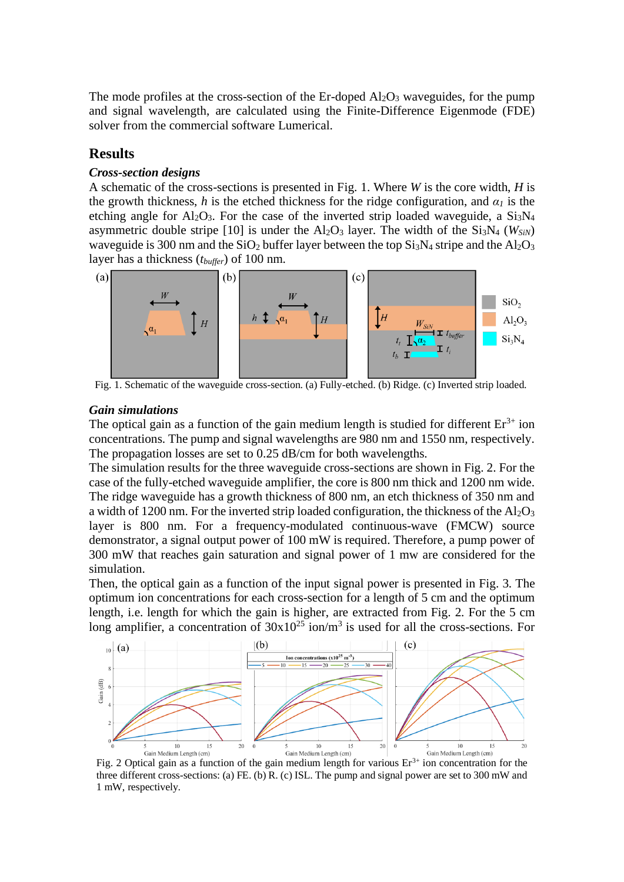The mode profiles at the cross-section of the Er-doped $Al_2O_3$ waveguides, for the pump and signal wavelength, are calculated using the Finite-Difference Eigenmode (FDE) solver from the commercial software Lumerical.

## Results

### *Cross-section designs*

A schematic of the cross-sections is presented in Fig. 1. Where $W$ is the core width, $H$ is the growth thickness, $h$ is the etched thickness for the ridge configuration, and $\alpha_1$ is the etching angle for $Al_2O_3$. For the case of the inverted strip loaded waveguide, a $Si_3N_4$ asymmetric double stripe [10] is under the $Al_2O_3$ layer. The width of the $Si_3N_4$ ($W_{SiN}$) waveguide is 300 nm and the $SiO_2$ buffer layer between the top $Si_3N_4$ stripe and the $Al_2O_3$ layer has a thickness ($t_{buffer}$) of 100 nm.

Fig. 1. Schematic of the waveguide cross-section. (a) Fully-etched. (b) Ridge. (c) Inverted strip loaded.

### *Gain simulations*

The optical gain as a function of the gain medium length is studied for different $Er^{3+}$ ion concentrations. The pump and signal wavelengths are 980 nm and 1550 nm, respectively. The propagation losses are set to 0.25 dB/cm for both wavelengths.

The simulation results for the three waveguide cross-sections are shown in Fig. 2. For the case of the fully-etched waveguide amplifier, the core is 800 nm thick and 1200 nm wide. The ridge waveguide has a growth thickness of 800 nm, an etch thickness of 350 nm and a width of 1200 nm. For the inverted strip loaded configuration, the thickness of the $Al_2O_3$ layer is 800 nm. For a frequency-modulated continuous-wave (FMCW) source demonstrator, a signal output power of 100 mW is required. Therefore, a pump power of 300 mW that reaches gain saturation and signal power of 1 mw are considered for the simulation.

Then, the optical gain as a function of the input signal power is presented in Fig. 3. The optimum ion concentrations for each cross-section for a length of 5 cm and the optimum length, i.e. length for which the gain is higher, are extracted from Fig. 2. For the 5 cm long amplifier, a concentration of $30 \times 10^{25}$ ion/m$^3$ is used for all the cross-sections. For

Fig. 2 Optical gain as a function of the gain medium length for various $Er^{3+}$ ion concentration for the three different cross-sections: (a) FE. (b) R. (c) ISL. The pump and signal power are set to 300 mW and 1 mW, respectively.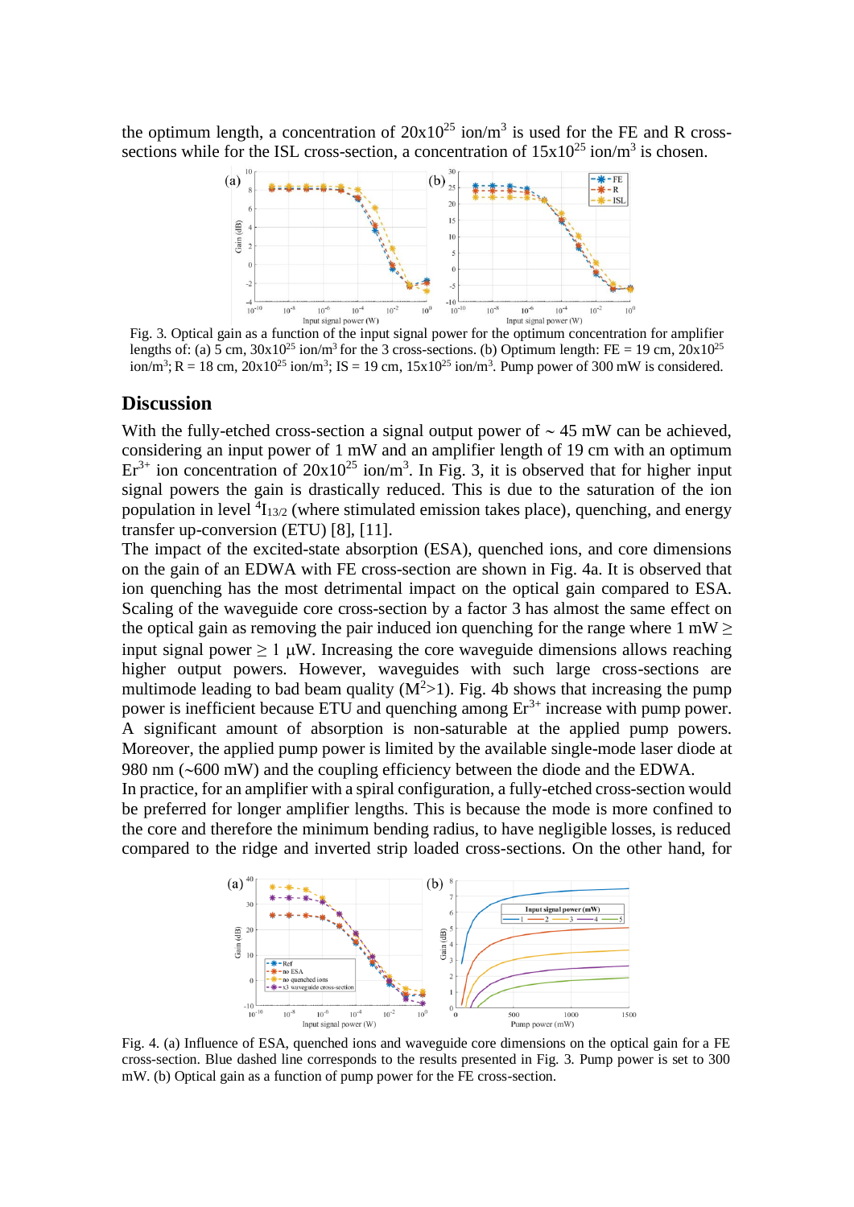the optimum length, a concentration of $20x10^{25}$ ion/m$^3$ is used for the FE and R cross-sections while for the ISL cross-section, a concentration of $15x10^{25}$ ion/m$^3$ is chosen.

Fig. 3. Optical gain as a function of the input signal power for the optimum concentration for amplifier lengths of: (a) 5 cm, $30x10^{25}$ ion/m$^3$ for the 3 cross-sections. (b) Optimum length: FE = 19 cm, $20x10^{25}$ ion/m$^3$; R = 18 cm, $20x10^{25}$ ion/m$^3$; IS = 19 cm, $15x10^{25}$ ion/m$^3$. Pump power of 300 mW is considered.

## Discussion

With the fully-etched cross-section a signal output power of ~ 45 mW can be achieved, considering an input power of 1 mW and an amplifier length of 19 cm with an optimum $Er^{3+}$ ion concentration of $20x10^{25}$ ion/m$^3$. In Fig. 3, it is observed that for higher input signal powers the gain is drastically reduced. This is due to the saturation of the ion population in level $^4I_{13/2}$ (where stimulated emission takes place), quenching, and energy transfer up-conversion (ETU) [8], [11].

The impact of the excited-state absorption (ESA), quenched ions, and core dimensions on the gain of an EDWA with FE cross-section are shown in Fig. 4a. It is observed that ion quenching has the most detrimental impact on the optical gain compared to ESA. Scaling of the waveguide core cross-section by a factor 3 has almost the same effect on the optical gain as removing the pair induced ion quenching for the range where 1 mW ≥ input signal power ≥ 1 μW. Increasing the core waveguide dimensions allows reaching higher output powers. However, waveguides with such large cross-sections are multimode leading to bad beam quality ($M^2$>1). Fig. 4b shows that increasing the pump power is inefficient because ETU and quenching among $Er^{3+}$ increase with pump power. A significant amount of absorption is non-saturable at the applied pump powers. Moreover, the applied pump power is limited by the available single-mode laser diode at 980 nm (~600 mW) and the coupling efficiency between the diode and the EDWA.

In practice, for an amplifier with a spiral configuration, a fully-etched cross-section would be preferred for longer amplifier lengths. This is because the mode is more confined to the core and therefore the minimum bending radius, to have negligible losses, is reduced compared to the ridge and inverted strip loaded cross-sections. On the other hand, for

Fig. 4. (a) Influence of ESA, quenched ions and waveguide core dimensions on the optical gain for a FE cross-section. Blue dashed line corresponds to the results presented in Fig. 3. Pump power is set to 300 mW. (b) Optical gain as a function of pump power for the FE cross-section.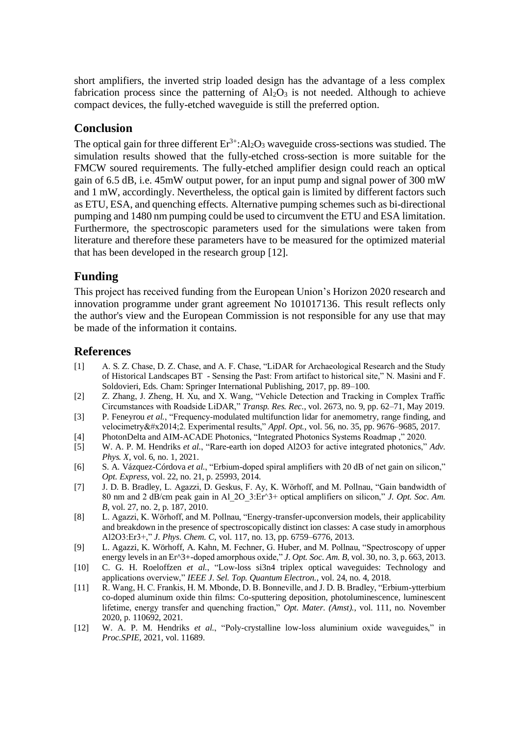short amplifiers, the inverted strip loaded design has the advantage of a less complex fabrication process since the patterning of $Al_2O_3$ is not needed. Although to achieve compact devices, the fully-etched waveguide is still the preferred option.

## Conclusion

The optical gain for three different $Er^{3+}$:$Al_2O_3$ waveguide cross-sections was studied. The simulation results showed that the fully-etched cross-section is more suitable for the FMCW soured requirements. The fully-etched amplifier design could reach an optical gain of 6.5 dB, i.e. 45mW output power, for an input pump and signal power of 300 mW and 1 mW, accordingly. Nevertheless, the optical gain is limited by different factors such as ETU, ESA, and quenching effects. Alternative pumping schemes such as bi-directional pumping and 1480 nm pumping could be used to circumvent the ETU and ESA limitation. Furthermore, the spectroscopic parameters used for the simulations were taken from literature and therefore these parameters have to be measured for the optimized material that has been developed in the research group [12].

## Funding

This project has received funding from the European Union's Horizon 2020 research and innovation programme under grant agreement No 101017136. This result reflects only the author's view and the European Commission is not responsible for any use that may be made of the information it contains.

## References

[1] A. S. Z. Chase, D. Z. Chase, and A. F. Chase, "LiDAR for Archaeological Research and the Study of Historical Landscapes BT - Sensing the Past: From artifact to historical site," N. Masini and F. Soldovieri, Eds. Cham: Springer International Publishing, 2017, pp. 89–100.

[2] Z. Zhang, J. Zheng, H. Xu, and X. Wang, "Vehicle Detection and Tracking in Complex Traffic Circumstances with Roadside LiDAR," *Transp. Res. Rec.*, vol. 2673, no. 9, pp. 62–71, May 2019.

[3] P. Feneyrou *et al.*, "Frequency-modulated multifunction lidar for anemometry, range finding, and velocimetry&#x2014;2. Experimental results," *Appl. Opt.*, vol. 56, no. 35, pp. 9676–9685, 2017.

[4] PhotonDelta and AIM-ACADE Photonics, "Integrated Photonics Systems Roadmap ," 2020.

[5] W. A. P. M. Hendriks *et al.*, "Rare-earth ion doped Al2O3 for active integrated photonics," *Adv. Phys. X*, vol. 6, no. 1, 2021.

[6] S. A. Vázquez-Córdova *et al.*, "Erbium-doped spiral amplifiers with 20 dB of net gain on silicon," *Opt. Express*, vol. 22, no. 21, p. 25993, 2014.

[7] J. D. B. Bradley, L. Agazzi, D. Geskus, F. Ay, K. Wörhoff, and M. Pollnau, "Gain bandwidth of 80 nm and 2 dB/cm peak gain in Al_2O_3:Er^3+ optical amplifiers on silicon," *J. Opt. Soc. Am. B*, vol. 27, no. 2, p. 187, 2010.

[8] L. Agazzi, K. Wörhoff, and M. Pollnau, "Energy-transfer-upconversion models, their applicability and breakdown in the presence of spectroscopically distinct ion classes: A case study in amorphous Al2O3:Er3+," *J. Phys. Chem. C*, vol. 117, no. 13, pp. 6759–6776, 2013.

[9] L. Agazzi, K. Wörhoff, A. Kahn, M. Fechner, G. Huber, and M. Pollnau, "Spectroscopy of upper energy levels in an Er^3+-doped amorphous oxide," *J. Opt. Soc. Am. B*, vol. 30, no. 3, p. 663, 2013.

[10] C. G. H. Roeloffzen *et al.*, "Low-loss si3n4 triplex optical waveguides: Technology and applications overview," *IEEE J. Sel. Top. Quantum Electron.*, vol. 24, no. 4, 2018.

[11] R. Wang, H. C. Frankis, H. M. Mbonde, D. B. Bonneville, and J. D. B. Bradley, "Erbium-ytterbium co-doped aluminum oxide thin films: Co-sputtering deposition, photoluminescence, luminescent lifetime, energy transfer and quenching fraction," *Opt. Mater. (Amst).*, vol. 111, no. November 2020, p. 110692, 2021.

[12] W. A. P. M. Hendriks *et al.*, "Poly-crystalline low-loss aluminium oxide waveguides," in *Proc.SPIE*, 2021, vol. 11689.